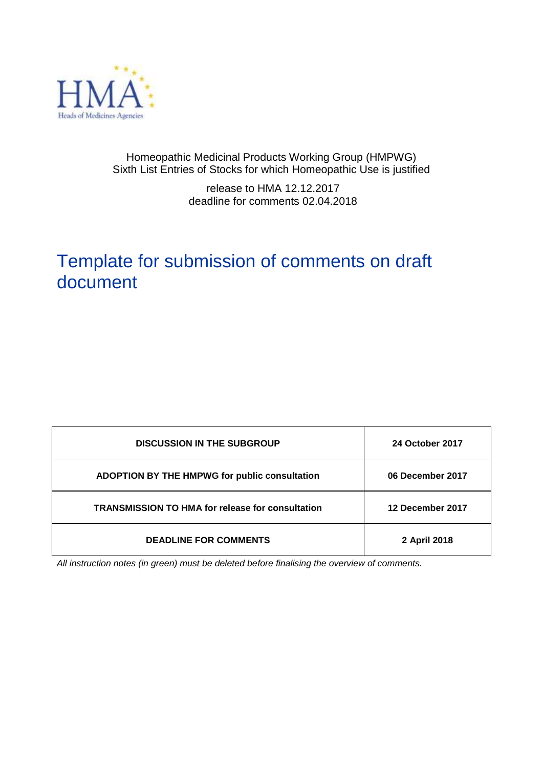HMA
Heads of Medicines Agencies

Homeopathic Medicinal Products Working Group (HMPWG)
Sixth List Entries of Stocks for which Homeopathic Use is justified

release to HMA 12.12.2017
deadline for comments 02.04.2018

# Template for submission of comments on draft document

| DISCUSSION IN THE SUBGROUP | 24 October 2017 |
|---|---|
| ADOPTION BY THE HMPWG for public consultation | 06 December 2017 |
| TRANSMISSION TO HMA for release for consultation | 12 December 2017 |
| DEADLINE FOR COMMENTS | 2 April 2018 |

*All instruction notes (in green) must be deleted before finalising the overview of comments.*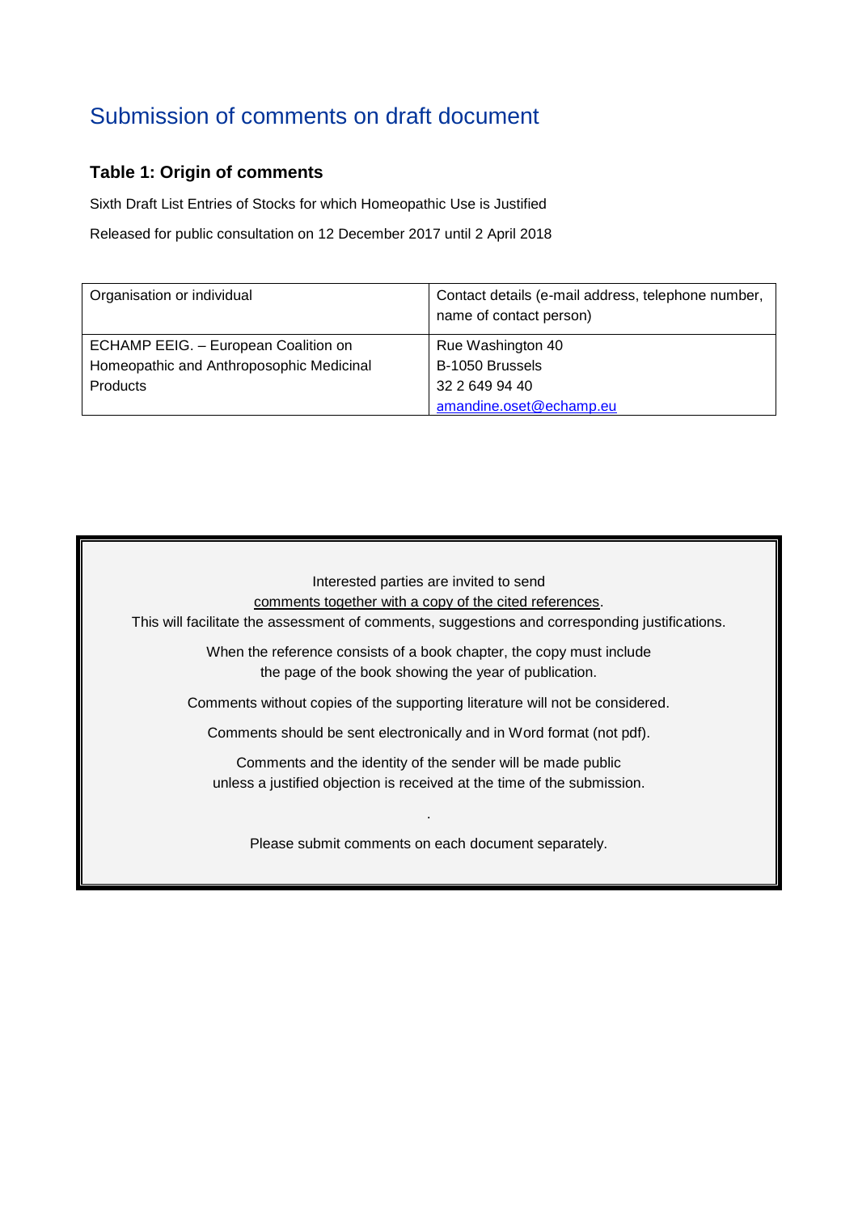# Submission of comments on draft document

### Table 1: Origin of comments

Sixth Draft List Entries of Stocks for which Homeopathic Use is Justified

Released for public consultation on 12 December 2017 until 2 April 2018

| Organisation or individual | Contact details (e-mail address, telephone number, name of contact person) |
|---|---|
| ECHAMP EEIG. – European Coalition on Homeopathic and Anthroposophic Medicinal Products | Rue Washington 40<br>B-1050 Brussels<br>32 2 649 94 40<br>amandine.oset@echamp.eu |

Interested parties are invited to send
comments together with a copy of the cited references.
This will facilitate the assessment of comments, suggestions and corresponding justifications.

When the reference consists of a book chapter, the copy must include
the page of the book showing the year of publication.

Comments without copies of the supporting literature will not be considered.

Comments should be sent electronically and in Word format (not pdf).

Comments and the identity of the sender will be made public
unless a justified objection is received at the time of the submission.

.

Please submit comments on each document separately.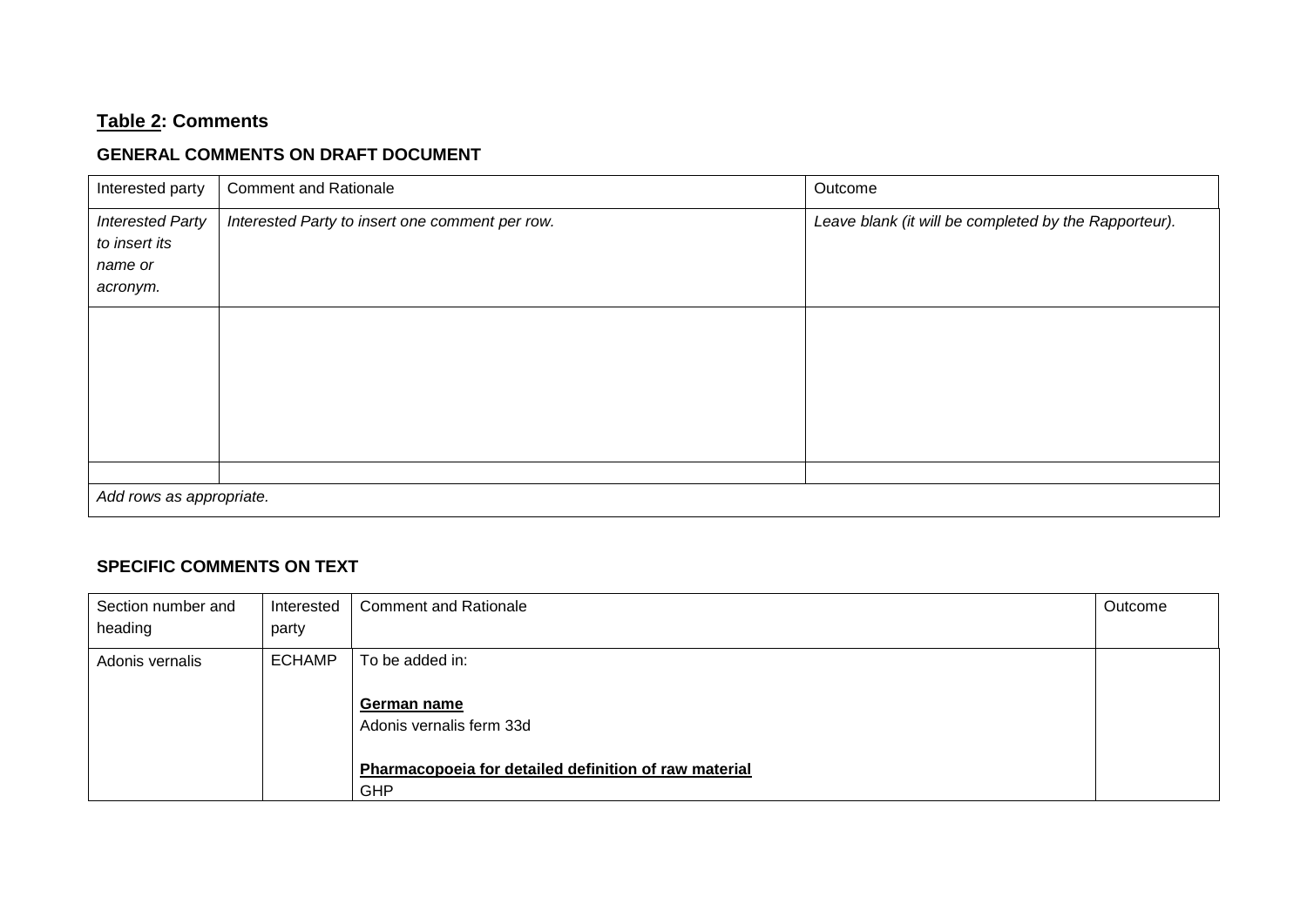**<u>Table 2</u>: Comments**

**GENERAL COMMENTS ON DRAFT DOCUMENT**

| Interested party | Comment and Rationale | Outcome |
|---|---|---|
| *Interested Party to insert its name or acronym.* | *Interested Party to insert one comment per row.* | *Leave blank (it will be completed by the Rapporteur).* |
| | | |
| | | |
| *Add rows as appropriate.* | | |

**SPECIFIC COMMENTS ON TEXT**

| Section number and heading | Interested party | Comment and Rationale | Outcome |
|---|---|---|---|
| Adonis vernalis | ECHAMP | To be added in:<br><br>**<u>German name</u>**<br>Adonis vernalis ferm 33d<br><br>**<u>Pharmacopoeia for detailed definition of raw material</u>**<br>GHP | |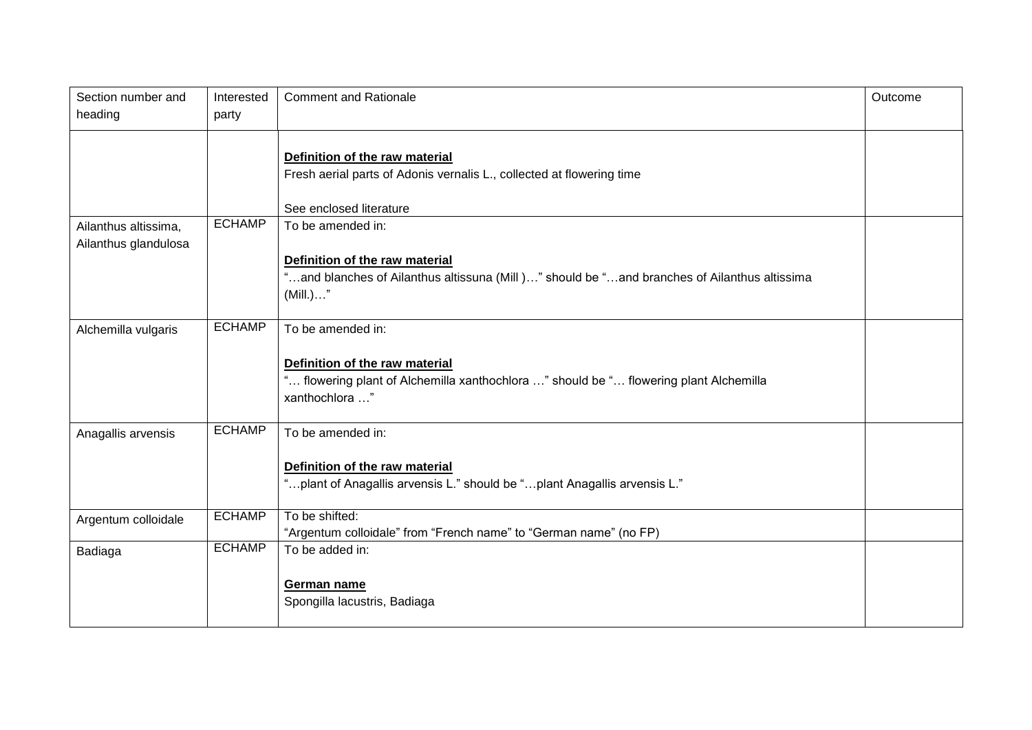| Section number and heading | Interested party | Comment and Rationale | Outcome |
|---|---|---|---|
| | | **Definition of the raw material**<br>Fresh aerial parts of Adonis vernalis L., collected at flowering time<br><br>See enclosed literature | |
| Ailanthus altissima, Ailanthus glandulosa | ECHAMP | To be amended in:<br><br>**Definition of the raw material**<br>"…and blanches of Ailanthus altissuna (Mill )…" should be "…and branches of Ailanthus altissima (Mill.)…" | |
| Alchemilla vulgaris | ECHAMP | To be amended in:<br><br>**Definition of the raw material**<br>"… flowering plant of Alchemilla xanthochlora …" should be "… flowering plant Alchemilla xanthochlora …" | |
| Anagallis arvensis | ECHAMP | To be amended in:<br><br>**Definition of the raw material**<br>"…plant of Anagallis arvensis L." should be "…plant Anagallis arvensis L." | |
| Argentum colloidale | ECHAMP | To be shifted:<br>"Argentum colloidale" from "French name" to "German name" (no FP) | |
| Badiaga | ECHAMP | To be added in:<br><br>**German name**<br>Spongilla lacustris, Badiaga | |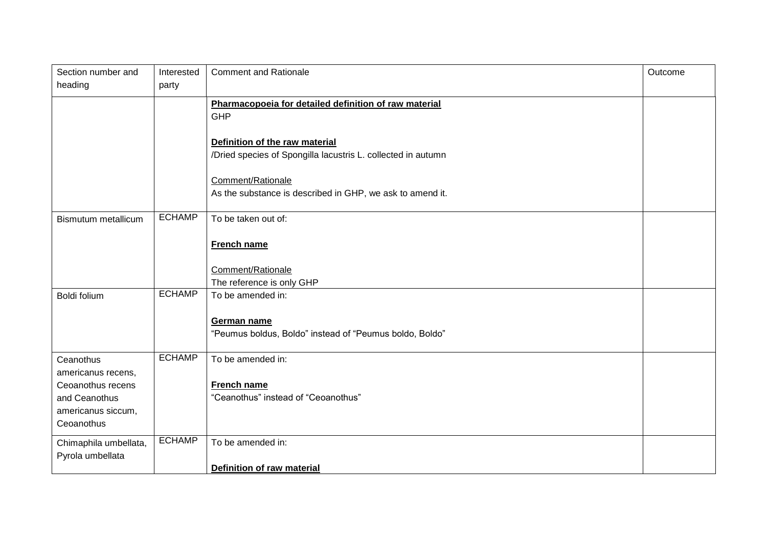| Section number and heading | Interested party | Comment and Rationale | Outcome |
|---|---|---|---|
| | | **Pharmacopoeia for detailed definition of raw material**<br>GHP<br><br>**Definition of the raw material**<br>/Dried species of Spongilla lacustris L. collected in autumn<br><br>Comment/Rationale<br>As the substance is described in GHP, we ask to amend it. | |
| Bismutum metallicum | ECHAMP | To be taken out of:<br><br>**French name**<br><br>Comment/Rationale<br>The reference is only GHP | |
| Boldi folium | ECHAMP | To be amended in:<br><br>**German name**<br>"Peumus boldus, Boldo" instead of "Peumus boldo, Boldo" | |
| Ceanothus americanus recens, Ceoanothus recens and Ceanothus americanus siccum, Ceoanothus | ECHAMP | To be amended in:<br><br>**French name**<br>"Ceanothus" instead of "Ceoanothus" | |
| Chimaphila umbellata, Pyrola umbellata | ECHAMP | To be amended in:<br><br>**Definition of raw material** | |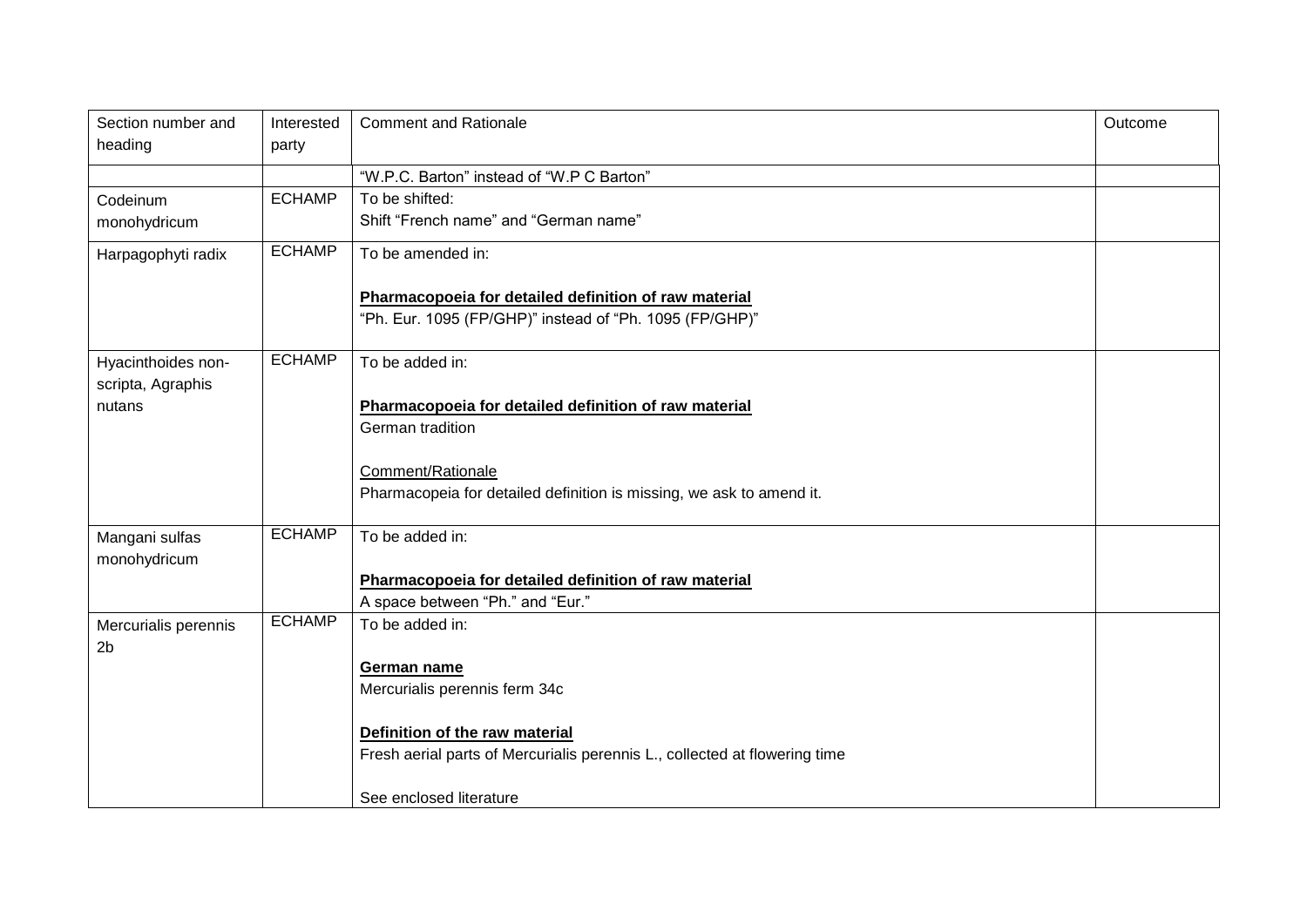| Section number and heading | Interested party | Comment and Rationale | Outcome |
|---|---|---|---|
| | | "W.P.C. Barton" instead of "W.P C Barton" | |
| Codeinum monohydricum | ECHAMP | To be shifted:<br>Shift "French name" and "German name" | |
| Harpagophyti radix | ECHAMP | To be amended in:<br><br>**Pharmacopoeia for detailed definition of raw material**<br>"Ph. Eur. 1095 (FP/GHP)" instead of "Ph. 1095 (FP/GHP)" | |
| Hyacinthoides non-scripta, Agraphis nutans | ECHAMP | To be added in:<br><br>**Pharmacopoeia for detailed definition of raw material**<br>German tradition<br><br>Comment/Rationale<br>Pharmacopeia for detailed definition is missing, we ask to amend it. | |
| Mangani sulfas monohydricum | ECHAMP | To be added in:<br><br>**Pharmacopoeia for detailed definition of raw material**<br>A space between "Ph." and "Eur." | |
| Mercurialis perennis 2b | ECHAMP | To be added in:<br><br>**German name**<br>Mercurialis perennis ferm 34c<br><br>**Definition of the raw material**<br>Fresh aerial parts of Mercurialis perennis L., collected at flowering time<br><br>See enclosed literature | |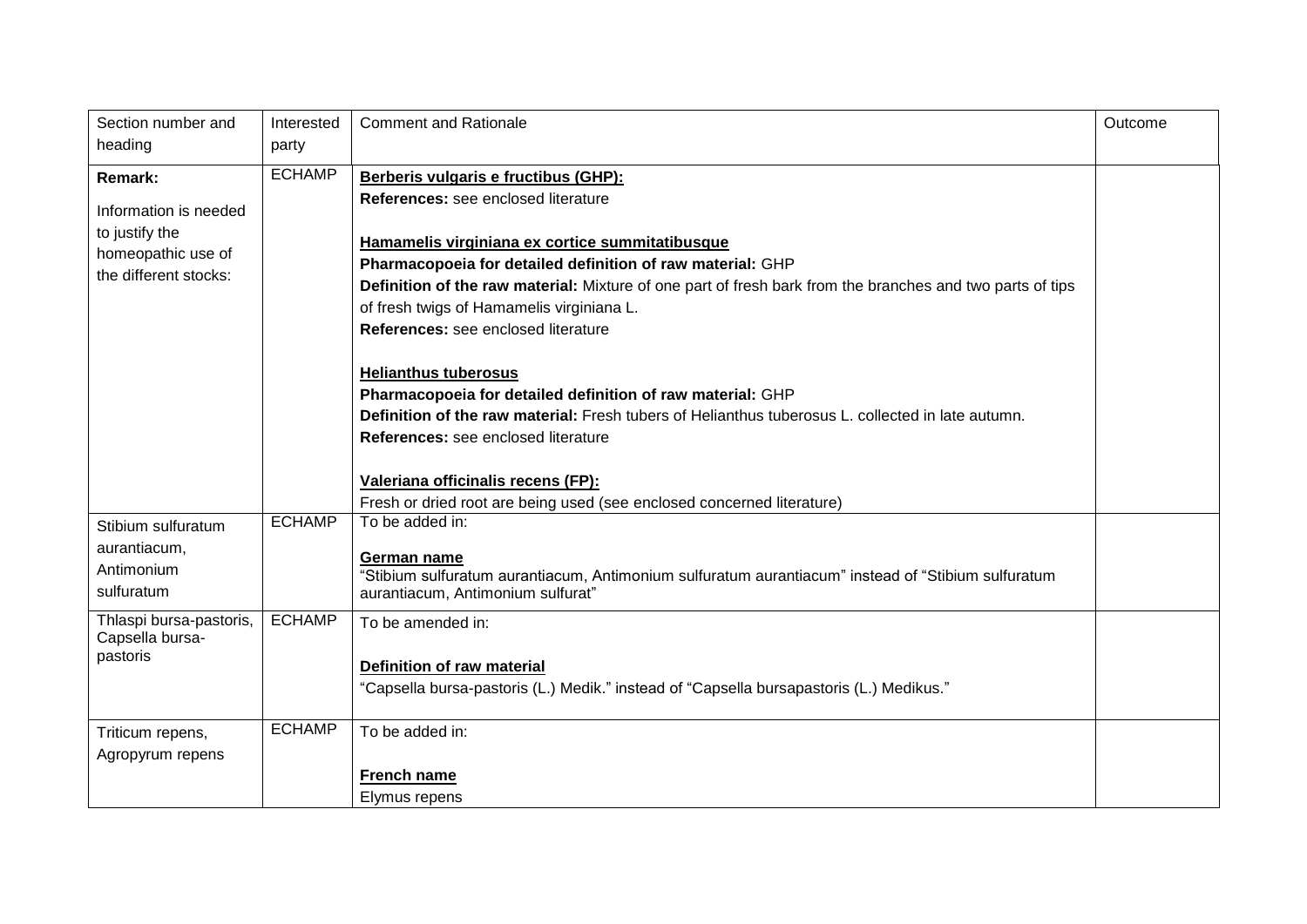| Section number and heading | Interested party | Comment and Rationale | Outcome |
|---|---|---|---|
| **Remark:**<br><br>Information is needed to justify the homeopathic use of the different stocks: | ECHAMP | **Berberis vulgaris e fructibus (GHP):**<br>**References:** see enclosed literature<br><br>**Hamamelis virginiana ex cortice summitatibusque**<br>**Pharmacopoeia for detailed definition of raw material:** GHP<br>**Definition of the raw material:** Mixture of one part of fresh bark from the branches and two parts of tips of fresh twigs of Hamamelis virginiana L.<br>**References:** see enclosed literature<br><br>**Helianthus tuberosus**<br>**Pharmacopoeia for detailed definition of raw material:** GHP<br>**Definition of the raw material:** Fresh tubers of Helianthus tuberosus L. collected in late autumn.<br>**References:** see enclosed literature<br><br>**Valeriana officinalis recens (FP):**<br>Fresh or dried root are being used (see enclosed concerned literature) | |
| Stibium sulfuratum aurantiacum, Antimonium sulfuratum | ECHAMP | To be added in:<br><br>**German name**<br>"Stibium sulfuratum aurantiacum, Antimonium sulfuratum aurantiacum" instead of "Stibium sulfuratum aurantiacum, Antimonium sulfurat" | |
| Thlaspi bursa-pastoris, Capsella bursa-pastoris | ECHAMP | To be amended in:<br><br>**Definition of raw material**<br>"Capsella bursa-pastoris (L.) Medik." instead of "Capsella bursapastoris (L.) Medikus." | |
| Triticum repens, Agropyrum repens | ECHAMP | To be added in:<br><br>**French name**<br>Elymus repens | |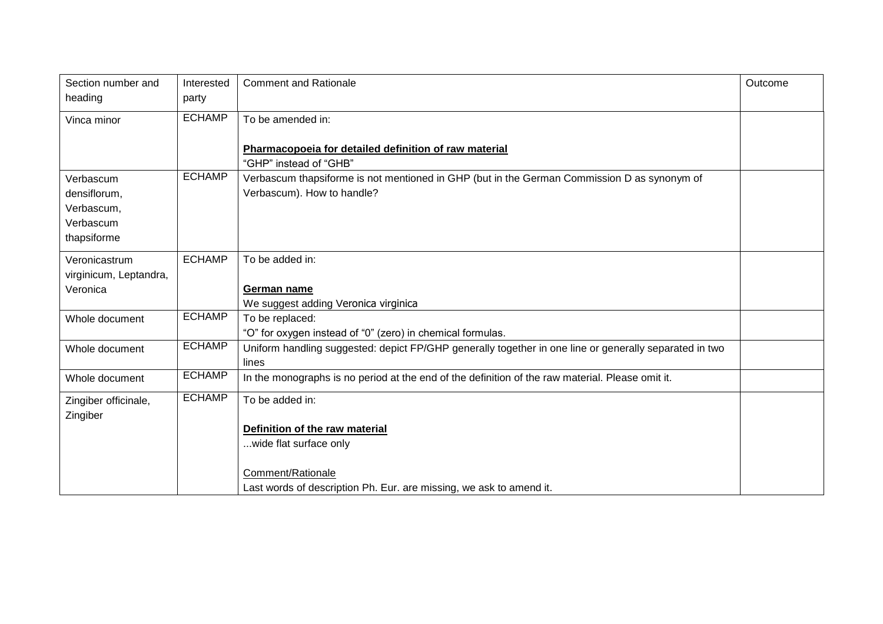| Section number and heading | Interested party | Comment and Rationale | Outcome |
|---|---|---|---|
| Vinca minor | ECHAMP | To be amended in:<br><br>**Pharmacopoeia for detailed definition of raw material**<br>“GHP” instead of “GHB” | |
| Verbascum densiflorum, Verbascum, Verbascum thapsiforme | ECHAMP | Verbascum thapsiforme is not mentioned in GHP (but in the German Commission D as synonym of Verbascum). How to handle? | |
| Veronicastrum virginicum, Leptandra, Veronica | ECHAMP | To be added in:<br><br>**German name**<br>We suggest adding Veronica virginica | |
| Whole document | ECHAMP | To be replaced:<br>“O” for oxygen instead of “0” (zero) in chemical formulas. | |
| Whole document | ECHAMP | Uniform handling suggested: depict FP/GHP generally together in one line or generally separated in two lines | |
| Whole document | ECHAMP | In the monographs is no period at the end of the definition of the raw material. Please omit it. | |
| Zingiber officinale, Zingiber | ECHAMP | To be added in:<br><br>**Definition of the raw material**<br>...wide flat surface only<br><br>Comment/Rationale<br>Last words of description Ph. Eur. are missing, we ask to amend it. | |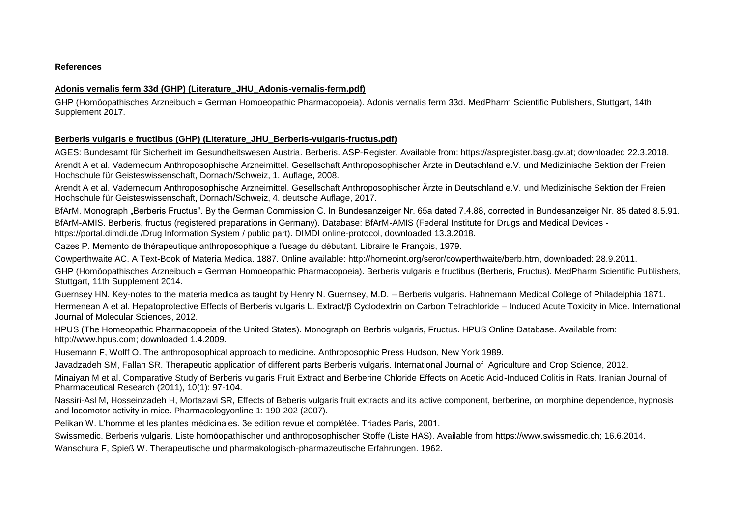**References**

**Adonis vernalis ferm 33d (GHP) (Literature_JHU_Adonis-vernalis-ferm.pdf)**

GHP (Homöopathisches Arzneibuch = German Homoeopathic Pharmacopoeia). Adonis vernalis ferm 33d. MedPharm Scientific Publishers, Stuttgart, 14th Supplement 2017.

**Berberis vulgaris e fructibus (GHP) (Literature_JHU_Berberis-vulgaris-fructus.pdf)**

AGES: Bundesamt für Sicherheit im Gesundheitswesen Austria. Berberis. ASP-Register. Available from: https://aspregister.basg.gv.at; downloaded 22.3.2018.

Arendt A et al. Vademecum Anthroposophische Arzneimittel. Gesellschaft Anthroposophischer Ärzte in Deutschland e.V. und Medizinische Sektion der Freien Hochschule für Geisteswissenschaft, Dornach/Schweiz, 1. Auflage, 2008.

Arendt A et al. Vademecum Anthroposophische Arzneimittel. Gesellschaft Anthroposophischer Ärzte in Deutschland e.V. und Medizinische Sektion der Freien Hochschule für Geisteswissenschaft, Dornach/Schweiz, 4. deutsche Auflage, 2017.

BfArM. Monograph „Berberis Fructus". By the German Commission C. In Bundesanzeiger Nr. 65a dated 7.4.88, corrected in Bundesanzeiger Nr. 85 dated 8.5.91.

BfArM-AMIS. Berberis, fructus (registered preparations in Germany). Database: BfArM-AMIS (Federal Institute for Drugs and Medical Devices - https://portal.dimdi.de /Drug Information System / public part). DIMDI online-protocol, downloaded 13.3.2018.

Cazes P. Memento de thérapeutique anthroposophique a l'usage du débutant. Libraire le François, 1979.

Cowperthwaite AC. A Text-Book of Materia Medica. 1887. Online available: http://homeoint.org/seror/cowperthwaite/berb.htm, downloaded: 28.9.2011.

GHP (Homöopathisches Arzneibuch = German Homoeopathic Pharmacopoeia). Berberis vulgaris e fructibus (Berberis, Fructus). MedPharm Scientific Publishers, Stuttgart, 11th Supplement 2014.

Guernsey HN. Key-notes to the materia medica as taught by Henry N. Guernsey, M.D. – Berberis vulgaris. Hahnemann Medical College of Philadelphia 1871.

Hermenean A et al. Hepatoprotective Effects of Berberis vulgaris L. Extract/β Cyclodextrin on Carbon Tetrachloride – Induced Acute Toxicity in Mice. International Journal of Molecular Sciences, 2012.

HPUS (The Homeopathic Pharmacopoeia of the United States). Monograph on Berbris vulgaris, Fructus. HPUS Online Database. Available from: http://www.hpus.com; downloaded 1.4.2009.

Husemann F, Wolff O. The anthroposophical approach to medicine. Anthroposophic Press Hudson, New York 1989.

Javadzadeh SM, Fallah SR. Therapeutic application of different parts Berberis vulgaris. International Journal of Agriculture and Crop Science, 2012.

Minaiyan M et al. Comparative Study of Berberis vulgaris Fruit Extract and Berberine Chloride Effects on Acetic Acid-Induced Colitis in Rats. Iranian Journal of Pharmaceutical Research (2011), 10(1): 97-104.

Nassiri-Asl M, Hosseinzadeh H, Mortazavi SR, Effects of Beberis vulgaris fruit extracts and its active component, berberine, on morphine dependence, hypnosis and locomotor activity in mice. Pharmacologyonline 1: 190-202 (2007).

Pelikan W. L'homme et les plantes médicinales. 3e edition revue et complétée. Triades Paris, 2001.

Swissmedic. Berberis vulgaris. Liste homöopathischer und anthroposophischer Stoffe (Liste HAS). Available from https://www.swissmedic.ch; 16.6.2014.

Wanschura F, Spieß W. Therapeutische und pharmakologisch-pharmazeutische Erfahrungen. 1962.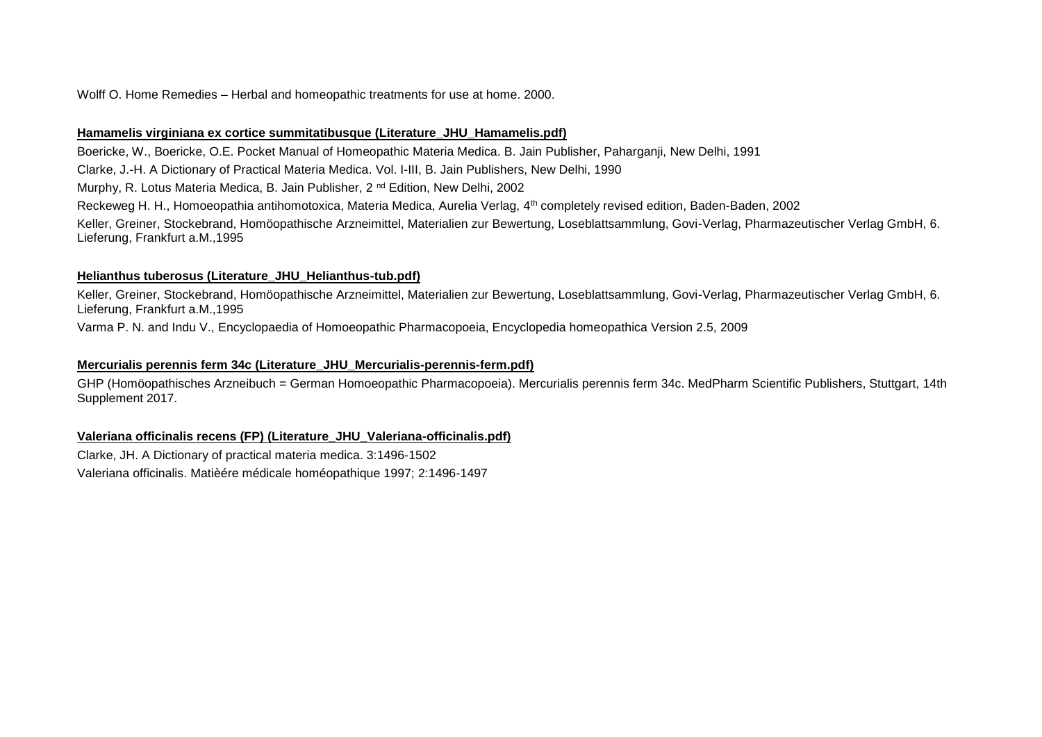Wolff O. Home Remedies – Herbal and homeopathic treatments for use at home. 2000.

**Hamamelis virginiana ex cortice summitatibusque (Literature_JHU_Hamamelis.pdf)**

Boericke, W., Boericke, O.E. Pocket Manual of Homeopathic Materia Medica. B. Jain Publisher, Paharganji, New Delhi, 1991

Clarke, J.-H. A Dictionary of Practical Materia Medica. Vol. I-III, B. Jain Publishers, New Delhi, 1990

Murphy, R. Lotus Materia Medica, B. Jain Publisher, 2 nd Edition, New Delhi, 2002

Reckeweg H. H., Homoeopathia antihomotoxica, Materia Medica, Aurelia Verlag, 4th completely revised edition, Baden-Baden, 2002

Keller, Greiner, Stockebrand, Homöopathische Arzneimittel, Materialien zur Bewertung, Loseblattsammlung, Govi-Verlag, Pharmazeutischer Verlag GmbH, 6. Lieferung, Frankfurt a.M.,1995

**Helianthus tuberosus (Literature_JHU_Helianthus-tub.pdf)**

Keller, Greiner, Stockebrand, Homöopathische Arzneimittel, Materialien zur Bewertung, Loseblattsammlung, Govi-Verlag, Pharmazeutischer Verlag GmbH, 6. Lieferung, Frankfurt a.M.,1995

Varma P. N. and Indu V., Encyclopaedia of Homoeopathic Pharmacopoeia, Encyclopedia homeopathica Version 2.5, 2009

**Mercurialis perennis ferm 34c (Literature_JHU_Mercurialis-perennis-ferm.pdf)**

GHP (Homöopathisches Arzneibuch = German Homoeopathic Pharmacopoeia). Mercurialis perennis ferm 34c. MedPharm Scientific Publishers, Stuttgart, 14th Supplement 2017.

**Valeriana officinalis recens (FP) (Literature_JHU_Valeriana-officinalis.pdf)**

Clarke, JH. A Dictionary of practical materia medica. 3:1496-1502

Valeriana officinalis. Matièére médicale homéopathique 1997; 2:1496-1497